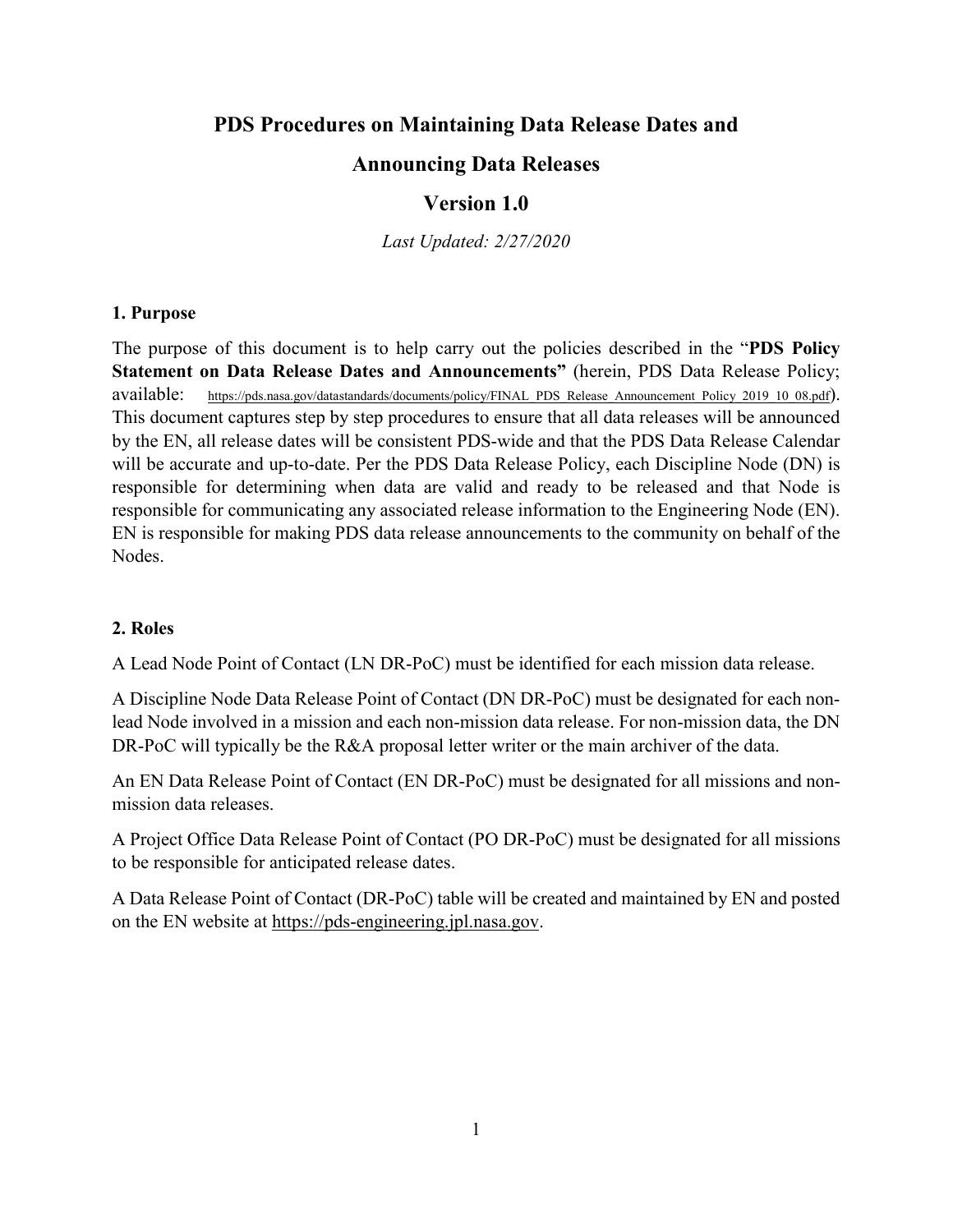# PDS Procedures on Maintaining Data Release Dates and Announcing Data Releases

## Version 1.0

*Last Updated: 2/27/2020*

### 1. Purpose

The purpose of this document is to help carry out the policies described in the "**PDS Policy Statement on Data Release Dates and Announcements"** (herein, PDS Data Release Policy; available: https://pds.nasa.gov/datastandards/documents/policy/FINAL_PDS_Release_Announcement_Policy_2019_10_08.pdf). This document captures step by step procedures to ensure that all data releases will be announced by the EN, all release dates will be consistent PDS-wide and that the PDS Data Release Calendar will be accurate and up-to-date. Per the PDS Data Release Policy, each Discipline Node (DN) is responsible for determining when data are valid and ready to be released and that Node is responsible for communicating any associated release information to the Engineering Node (EN). EN is responsible for making PDS data release announcements to the community on behalf of the Nodes.

### 2. Roles

A Lead Node Point of Contact (LN DR-PoC) must be identified for each mission data release.

A Discipline Node Data Release Point of Contact (DN DR-PoC) must be designated for each non-lead Node involved in a mission and each non-mission data release. For non-mission data, the DN DR-PoC will typically be the R&A proposal letter writer or the main archiver of the data.

An EN Data Release Point of Contact (EN DR-PoC) must be designated for all missions and non-mission data releases.

A Project Office Data Release Point of Contact (PO DR-PoC) must be designated for all missions to be responsible for anticipated release dates.

A Data Release Point of Contact (DR-PoC) table will be created and maintained by EN and posted on the EN website at https://pds-engineering.jpl.nasa.gov.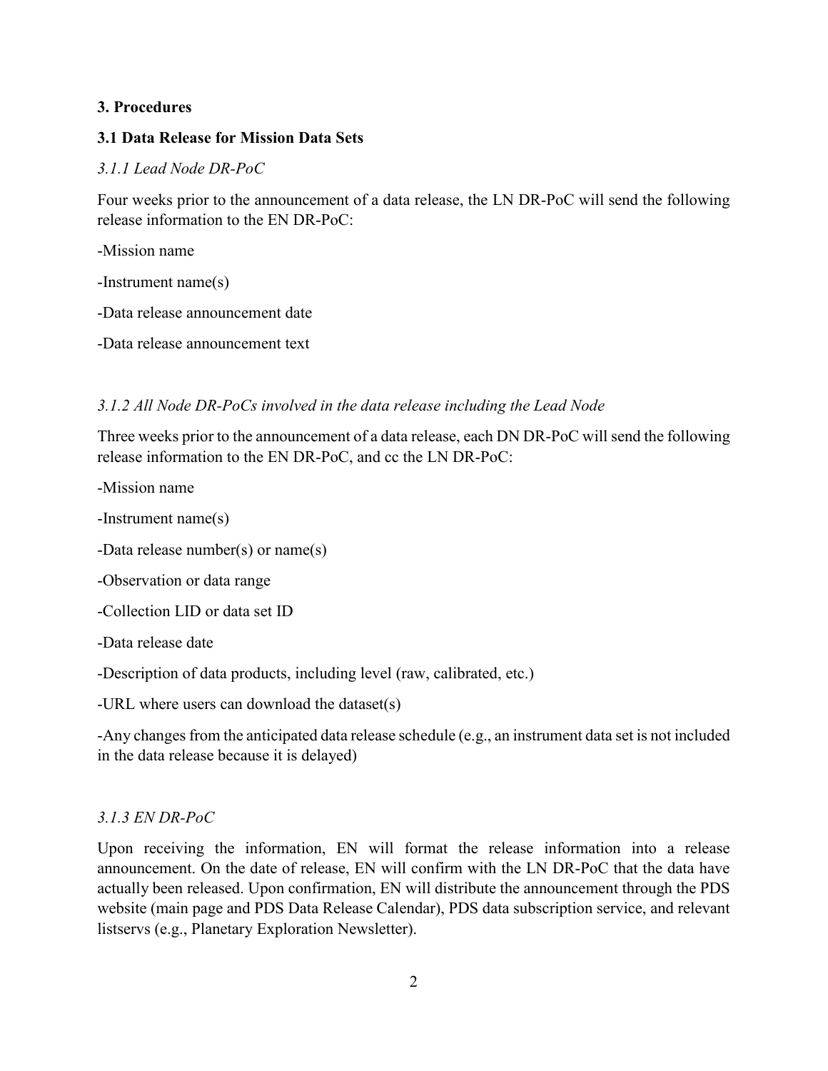## 3. Procedures

### 3.1 Data Release for Mission Data Sets

#### *3.1.1 Lead Node DR-PoC*

Four weeks prior to the announcement of a data release, the LN DR-PoC will send the following release information to the EN DR-PoC:

-Mission name

-Instrument name(s)

-Data release announcement date

-Data release announcement text

#### *3.1.2 All Node DR-PoCs involved in the data release including the Lead Node*

Three weeks prior to the announcement of a data release, each DN DR-PoC will send the following release information to the EN DR-PoC, and cc the LN DR-PoC:

-Mission name

-Instrument name(s)

-Data release number(s) or name(s)

-Observation or data range

-Collection LID or data set ID

-Data release date

-Description of data products, including level (raw, calibrated, etc.)

-URL where users can download the dataset(s)

-Any changes from the anticipated data release schedule (e.g., an instrument data set is not included in the data release because it is delayed)

#### *3.1.3 EN DR-PoC*

Upon receiving the information, EN will format the release information into a release announcement. On the date of release, EN will confirm with the LN DR-PoC that the data have actually been released. Upon confirmation, EN will distribute the announcement through the PDS website (main page and PDS Data Release Calendar), PDS data subscription service, and relevant listservs (e.g., Planetary Exploration Newsletter).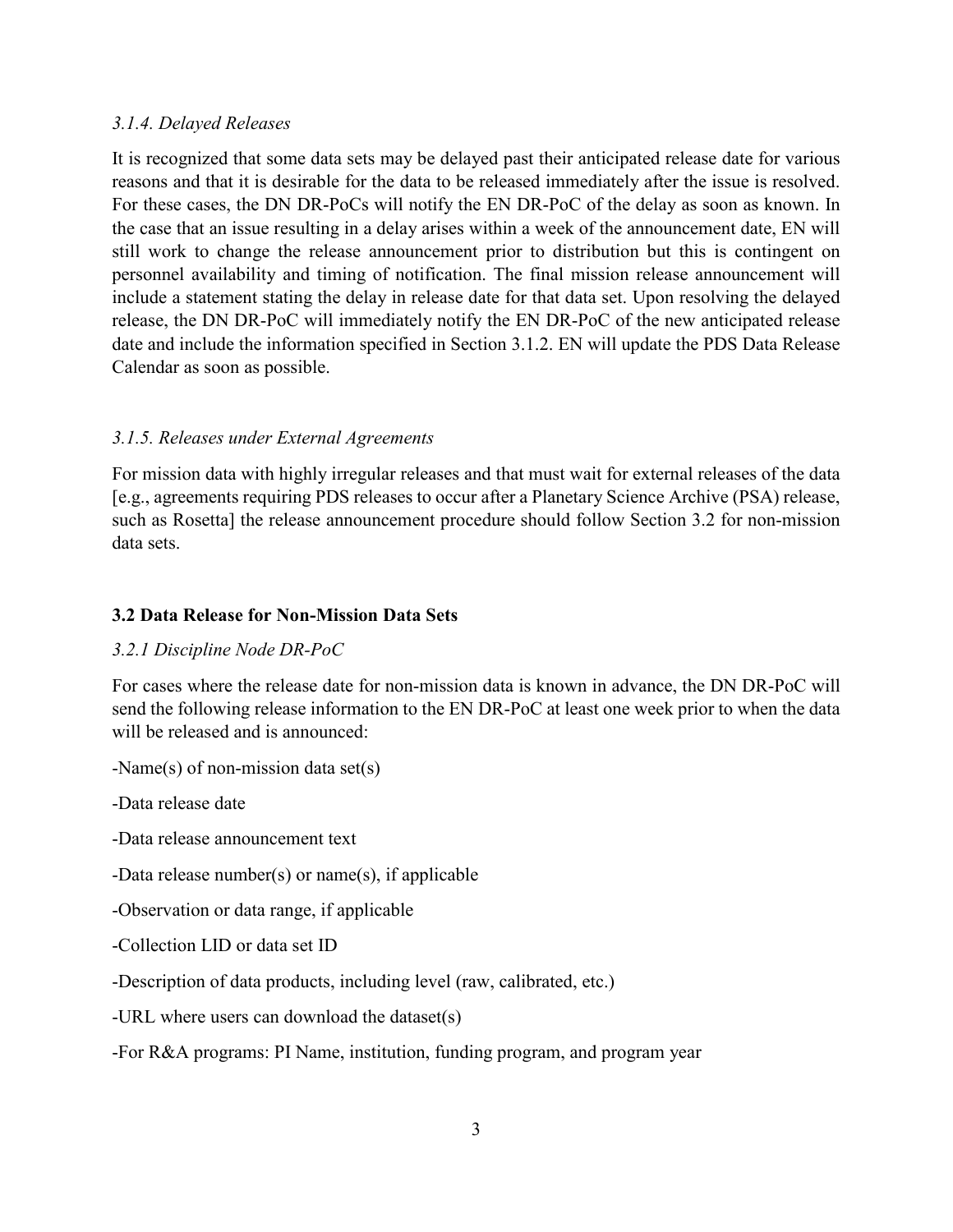### *3.1.4. Delayed Releases*

It is recognized that some data sets may be delayed past their anticipated release date for various reasons and that it is desirable for the data to be released immediately after the issue is resolved. For these cases, the DN DR-PoCs will notify the EN DR-PoC of the delay as soon as known. In the case that an issue resulting in a delay arises within a week of the announcement date, EN will still work to change the release announcement prior to distribution but this is contingent on personnel availability and timing of notification. The final mission release announcement will include a statement stating the delay in release date for that data set. Upon resolving the delayed release, the DN DR-PoC will immediately notify the EN DR-PoC of the new anticipated release date and include the information specified in Section 3.1.2. EN will update the PDS Data Release Calendar as soon as possible.

### *3.1.5. Releases under External Agreements*

For mission data with highly irregular releases and that must wait for external releases of the data [e.g., agreements requiring PDS releases to occur after a Planetary Science Archive (PSA) release, such as Rosetta] the release announcement procedure should follow Section 3.2 for non-mission data sets.

## 3.2 Data Release for Non-Mission Data Sets

### *3.2.1 Discipline Node DR-PoC*

For cases where the release date for non-mission data is known in advance, the DN DR-PoC will send the following release information to the EN DR-PoC at least one week prior to when the data will be released and is announced:

-Name(s) of non-mission data set(s)

-Data release date

-Data release announcement text

-Data release number(s) or name(s), if applicable

-Observation or data range, if applicable

-Collection LID or data set ID

-Description of data products, including level (raw, calibrated, etc.)

-URL where users can download the dataset(s)

-For R&A programs: PI Name, institution, funding program, and program year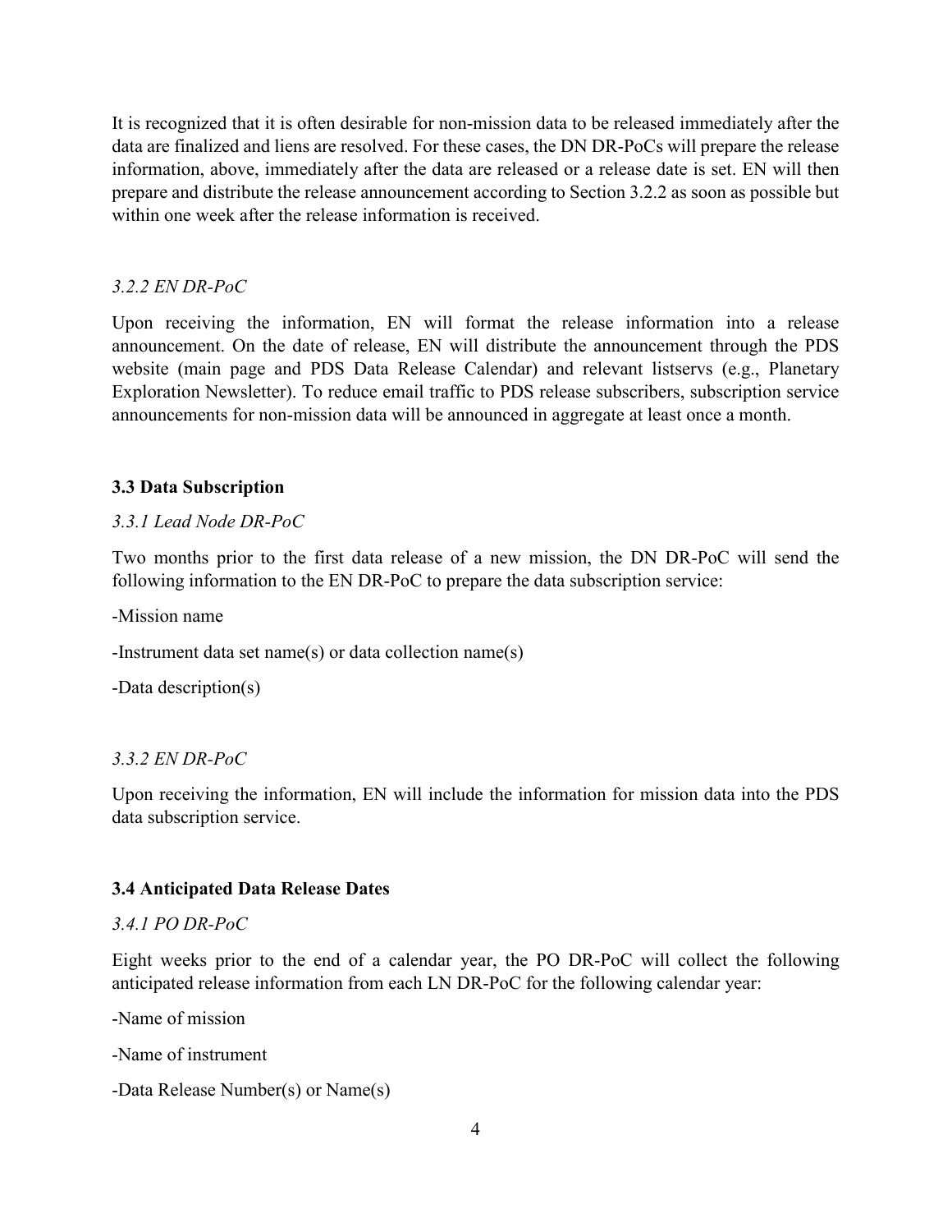It is recognized that it is often desirable for non-mission data to be released immediately after the data are finalized and liens are resolved. For these cases, the DN DR-PoCs will prepare the release information, above, immediately after the data are released or a release date is set. EN will then prepare and distribute the release announcement according to Section 3.2.2 as soon as possible but within one week after the release information is received.

*3.2.2 EN DR-PoC*

Upon receiving the information, EN will format the release information into a release announcement. On the date of release, EN will distribute the announcement through the PDS website (main page and PDS Data Release Calendar) and relevant listservs (e.g., Planetary Exploration Newsletter). To reduce email traffic to PDS release subscribers, subscription service announcements for non-mission data will be announced in aggregate at least once a month.

### 3.3 Data Subscription

*3.3.1 Lead Node DR-PoC*

Two months prior to the first data release of a new mission, the DN DR-PoC will send the following information to the EN DR-PoC to prepare the data subscription service:

-Mission name

-Instrument data set name(s) or data collection name(s)

-Data description(s)

*3.3.2 EN DR-PoC*

Upon receiving the information, EN will include the information for mission data into the PDS data subscription service.

### 3.4 Anticipated Data Release Dates

*3.4.1 PO DR-PoC*

Eight weeks prior to the end of a calendar year, the PO DR-PoC will collect the following anticipated release information from each LN DR-PoC for the following calendar year:

-Name of mission

-Name of instrument

-Data Release Number(s) or Name(s)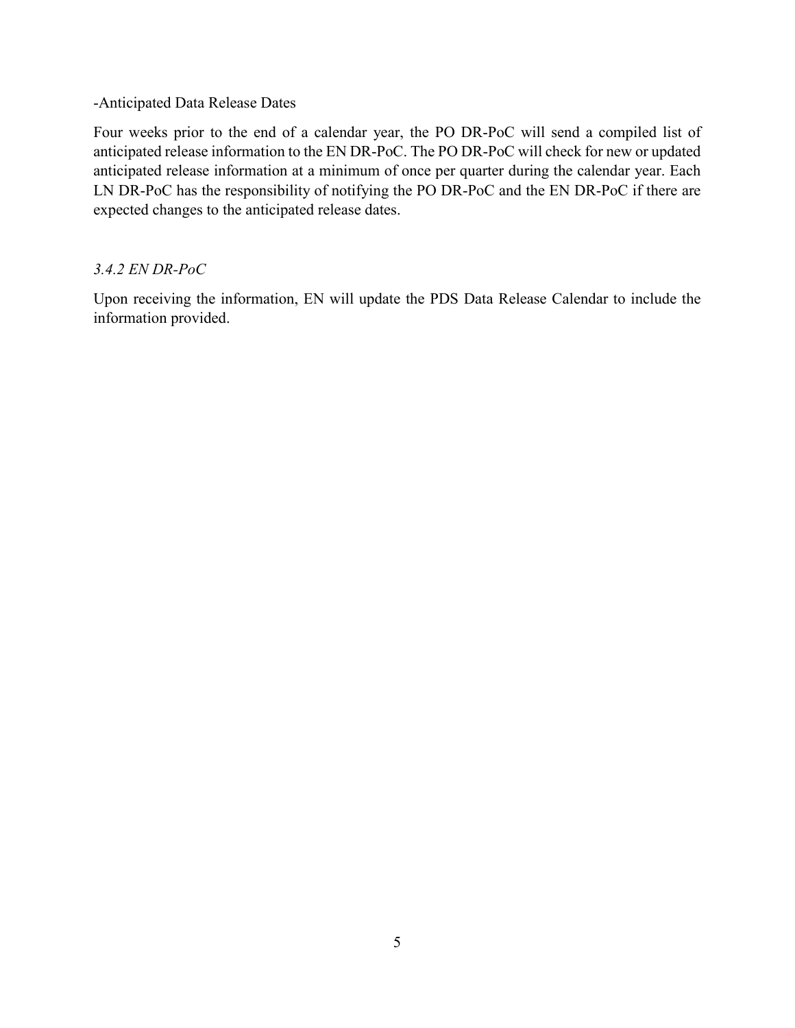-Anticipated Data Release Dates

Four weeks prior to the end of a calendar year, the PO DR-PoC will send a compiled list of anticipated release information to the EN DR-PoC. The PO DR-PoC will check for new or updated anticipated release information at a minimum of once per quarter during the calendar year. Each LN DR-PoC has the responsibility of notifying the PO DR-PoC and the EN DR-PoC if there are expected changes to the anticipated release dates.

### *3.4.2 EN DR-PoC*

Upon receiving the information, EN will update the PDS Data Release Calendar to include the information provided.